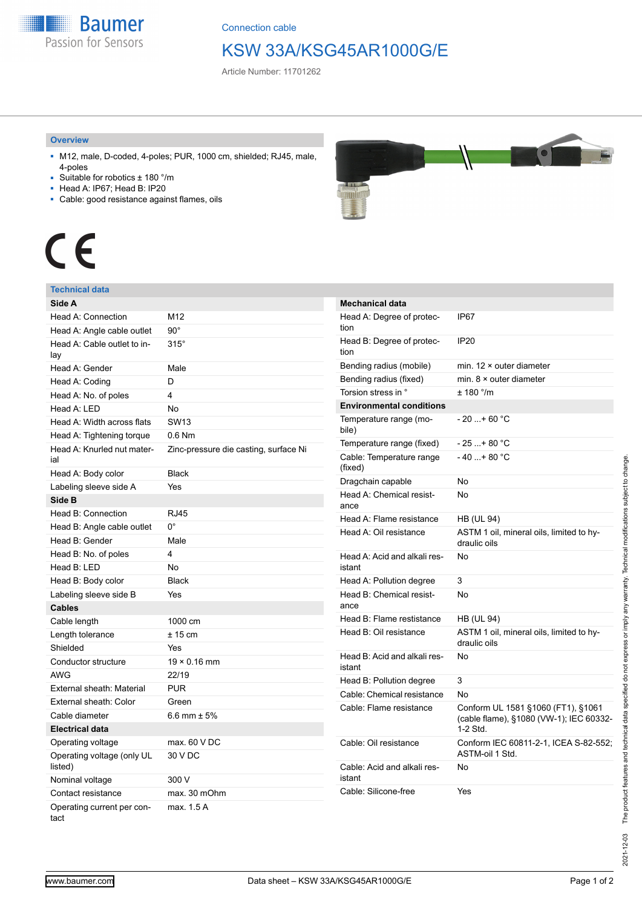Baumer
Passion for Sensors

Connection cable

# KSW 33A/KSG45AR1000G/E

Article Number: 11701262

## Overview

- M12, male, D-coded, 4-poles; PUR, 1000 cm, shielded; RJ45, male, 4-poles
- Suitable for robotics ± 180 °/m
- Head A: IP67; Head B: IP20
- Cable: good resistance against flames, oils

CE

## Technical data

| Side A | |
|---|---|
| Head A: Connection | M12 |
| Head A: Angle cable outlet | 90° |
| Head A: Cable outlet to inlay | 315° |
| Head A: Gender | Male |
| Head A: Coding | D |
| Head A: No. of poles | 4 |
| Head A: LED | No |
| Head A: Width across flats | SW13 |
| Head A: Tightening torque | 0.6 Nm |
| Head A: Knurled nut material | Zinc-pressure die casting, surface Ni |
| Head A: Body color | Black |
| Labeling sleeve side A | Yes |
| **Side B** | |
| Head B: Connection | RJ45 |
| Head B: Angle cable outlet | 0° |
| Head B: Gender | Male |
| Head B: No. of poles | 4 |
| Head B: LED | No |
| Head B: Body color | Black |
| Labeling sleeve side B | Yes |
| **Cables** | |
| Cable length | 1000 cm |
| Length tolerance | ± 15 cm |
| Shielded | Yes |
| Conductor structure | 19 × 0.16 mm |
| AWG | 22/19 |
| External sheath: Material | PUR |
| External sheath: Color | Green |
| Cable diameter | 6.6 mm ± 5% |
| **Electrical data** | |
| Operating voltage | max. 60 V DC |
| Operating voltage (only UL listed) | 30 V DC |
| Nominal voltage | 300 V |
| Contact resistance | max. 30 mOhm |
| Operating current per contact | max. 1.5 A |

| Mechanical data | |
|---|---|
| Head A: Degree of protection | IP67 |
| Head B: Degree of protection | IP20 |
| Bending radius (mobile) | min. 12 × outer diameter |
| Bending radius (fixed) | min. 8 × outer diameter |
| Torsion stress in ° | ± 180 °/m |
| **Environmental conditions** | |
| Temperature range (mobile) | - 20 ...+ 60 °C |
| Temperature range (fixed) | - 25 ...+ 80 °C |
| Cable: Temperature range (fixed) | - 40 ...+ 80 °C |
| Dragchain capable | No |
| Head A: Chemical resistance | No |
| Head A: Flame resistance | HB (UL 94) |
| Head A: Oil resistance | ASTM 1 oil, mineral oils, limited to hydraulic oils |
| Head A: Acid and alkali resistant | No |
| Head A: Pollution degree | 3 |
| Head B: Chemical resistance | No |
| Head B: Flame restistance | HB (UL 94) |
| Head B: Oil resistance | ASTM 1 oil, mineral oils, limited to hydraulic oils |
| Head B: Acid and alkali resistant | No |
| Head B: Pollution degree | 3 |
| Cable: Chemical resistance | No |
| Cable: Flame resistance | Conform UL 1581 §1060 (FT1), §1061 (cable flame), §1080 (VW-1); IEC 60332-1-2 Std. |
| Cable: Oil resistance | Conform IEC 60811-2-1, ICEA S-82-552; ASTM-oil 1 Std. |
| Cable: Acid and alkali resistant | No |
| Cable: Silicone-free | Yes |

2021-12-03 The product features and technical data specified do not express or imply any warranty. Technical modifications subject to change.

www.baumer.com Data sheet – KSW 33A/KSG45AR1000G/E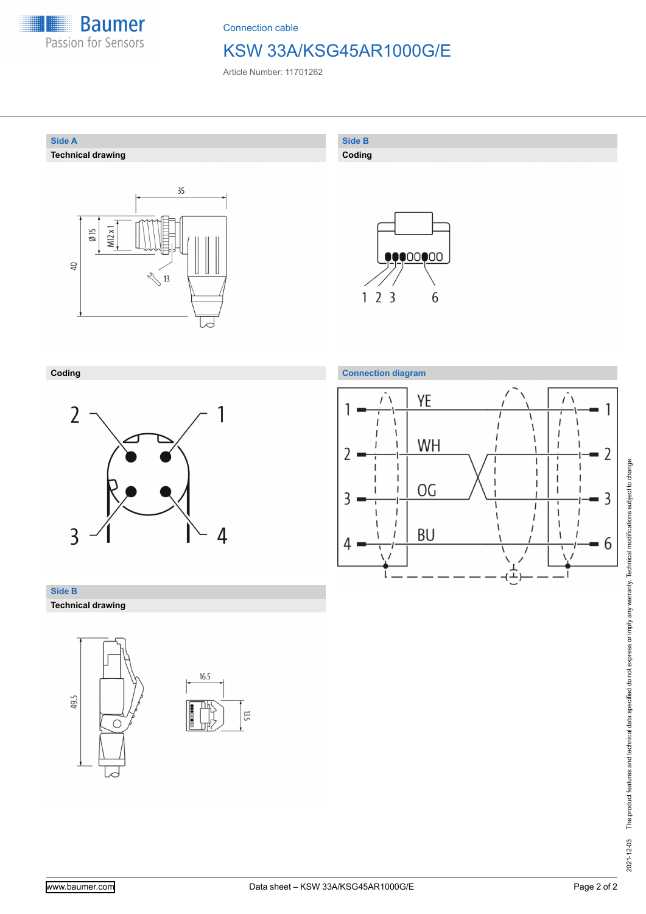Connection cable

# KSW 33A/KSG45AR1000G/E

Article Number: 11701262

## Side A

### Technical drawing

35

Ø 15

M12 x 1

40

13

## Side B

### Coding

1 2 3 6

## Coding

2 1

3 4

## Connection diagram

1 YE 1

2 WH 2

3 OG 3

4 BU 6

## Side B

### Technical drawing

49.5

16.5

13.5

2021-12-03 The product features and technical data specified do not express or imply any warranty. Technical modifications subject to change.

www.baumer.com Data sheet – KSW 33A/KSG45AR1000G/E